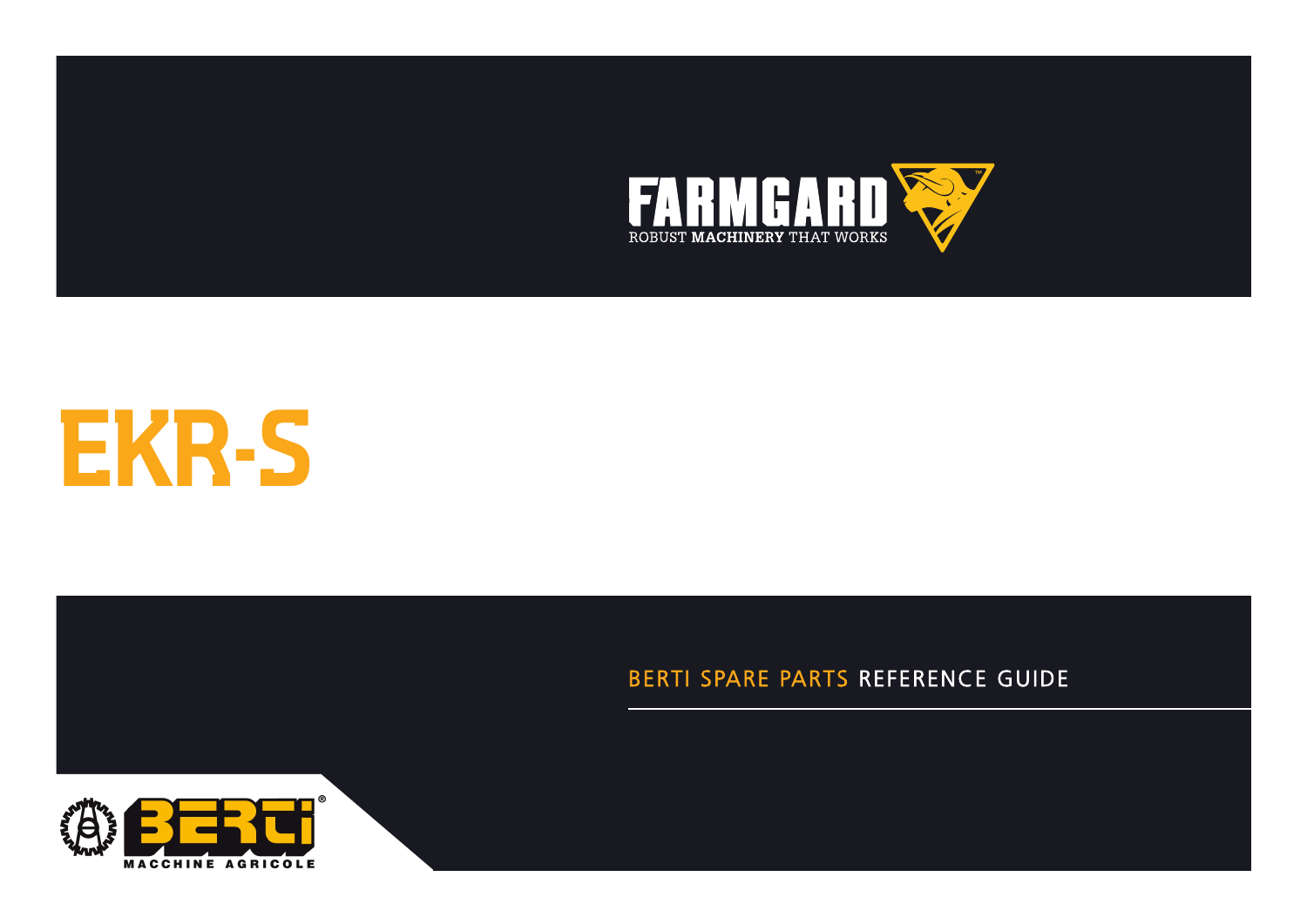FARMGARD

ROBUST MACHINERY THAT WORKS

# EKR-S

BERTI SPARE PARTS REFERENCE GUIDE

BERTI

MACCHINE AGRICOLE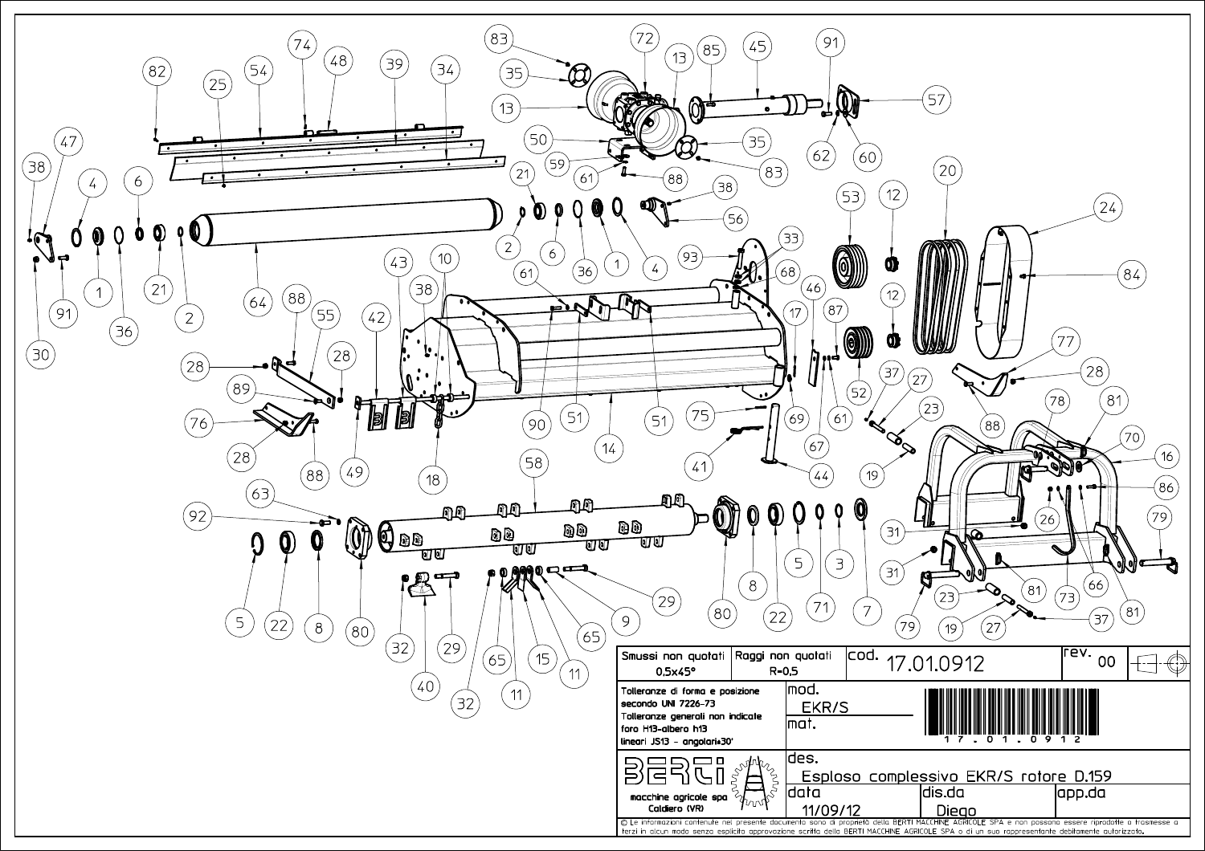| Smussi non quotati 0,5x45° | Raggi non quotati R=0,5 | cod. 17.01.0912 | rev. 00 |
|---|---|---|---|
| Tolleranze di forma e posizione secondo UNI 7226-73 Tolleranze generali non indicate foro H13-albero h13 lineari JS13 - angolari±30' | mod. EKR/S | mat. | 17 - 01 - 0912 |
| BERTI macchine agricole spa Caldiero (VR) | des. Esploso complessivo EKR/S rotore D.159 | | |
| | data 11/09/12 | dis.da Diego | app.da |

© Le informazioni contenute nel presente documento sono di proprietà della BERTI MACCHINE AGRICOLE SPA e non possono essere riprodotte o trasmesse a terzi in alcun modo senza esplicita approvazione scritta della BERTI MACCHINE AGRICOLE SPA o di un suo rappresentante debitamente autorizzato.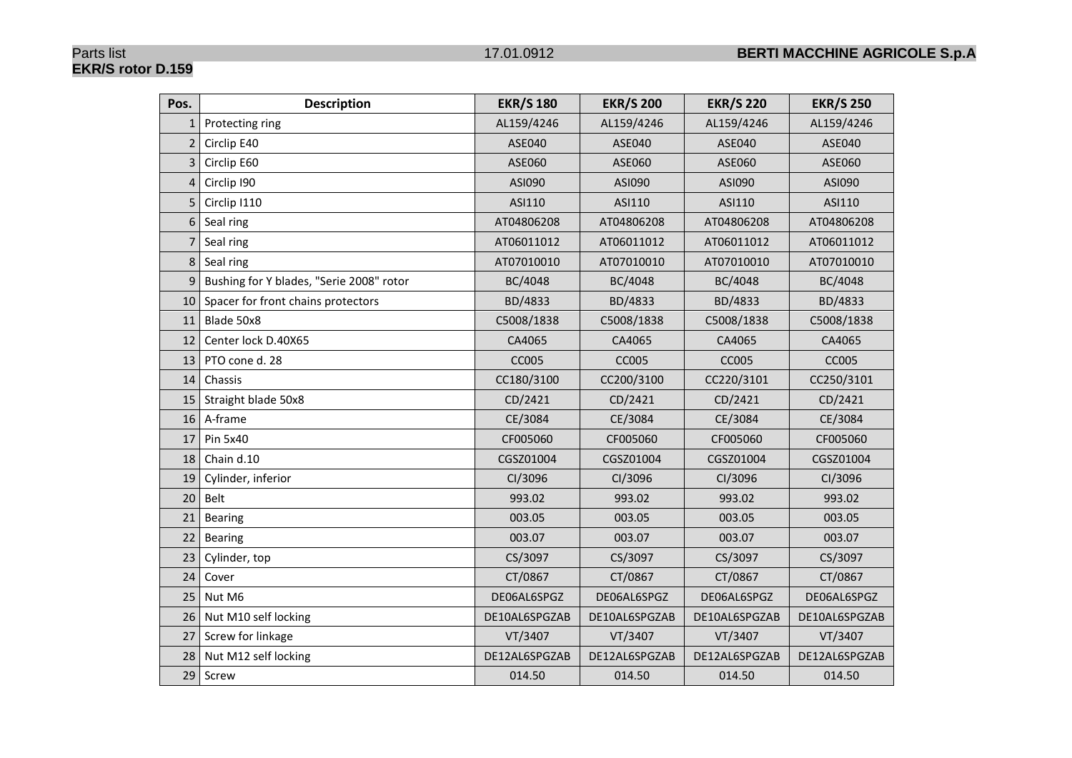Parts list 17.01.0912 **BERTI MACCHINE AGRICOLE S.p.A**

**EKR/S rotor D.159**

| Pos. | Description | EKR/S 180 | EKR/S 200 | EKR/S 220 | EKR/S 250 |
|---|---|---|---|---|---|
| 1 | Protecting ring | AL159/4246 | AL159/4246 | AL159/4246 | AL159/4246 |
| 2 | Circlip E40 | ASE040 | ASE040 | ASE040 | ASE040 |
| 3 | Circlip E60 | ASE060 | ASE060 | ASE060 | ASE060 |
| 4 | Circlip I90 | ASI090 | ASI090 | ASI090 | ASI090 |
| 5 | Circlip I110 | ASI110 | ASI110 | ASI110 | ASI110 |
| 6 | Seal ring | AT04806208 | AT04806208 | AT04806208 | AT04806208 |
| 7 | Seal ring | AT06011012 | AT06011012 | AT06011012 | AT06011012 |
| 8 | Seal ring | AT07010010 | AT07010010 | AT07010010 | AT07010010 |
| 9 | Bushing for Y blades, "Serie 2008" rotor | BC/4048 | BC/4048 | BC/4048 | BC/4048 |
| 10 | Spacer for front chains protectors | BD/4833 | BD/4833 | BD/4833 | BD/4833 |
| 11 | Blade 50x8 | C5008/1838 | C5008/1838 | C5008/1838 | C5008/1838 |
| 12 | Center lock D.40X65 | CA4065 | CA4065 | CA4065 | CA4065 |
| 13 | PTO cone d. 28 | CC005 | CC005 | CC005 | CC005 |
| 14 | Chassis | CC180/3100 | CC200/3100 | CC220/3101 | CC250/3101 |
| 15 | Straight blade 50x8 | CD/2421 | CD/2421 | CD/2421 | CD/2421 |
| 16 | A-frame | CE/3084 | CE/3084 | CE/3084 | CE/3084 |
| 17 | Pin 5x40 | CF005060 | CF005060 | CF005060 | CF005060 |
| 18 | Chain d.10 | CGSZ01004 | CGSZ01004 | CGSZ01004 | CGSZ01004 |
| 19 | Cylinder, inferior | CI/3096 | CI/3096 | CI/3096 | CI/3096 |
| 20 | Belt | 993.02 | 993.02 | 993.02 | 993.02 |
| 21 | Bearing | 003.05 | 003.05 | 003.05 | 003.05 |
| 22 | Bearing | 003.07 | 003.07 | 003.07 | 003.07 |
| 23 | Cylinder, top | CS/3097 | CS/3097 | CS/3097 | CS/3097 |
| 24 | Cover | CT/0867 | CT/0867 | CT/0867 | CT/0867 |
| 25 | Nut M6 | DE06AL6SPGZ | DE06AL6SPGZ | DE06AL6SPGZ | DE06AL6SPGZ |
| 26 | Nut M10 self locking | DE10AL6SPGZAB | DE10AL6SPGZAB | DE10AL6SPGZAB | DE10AL6SPGZAB |
| 27 | Screw for linkage | VT/3407 | VT/3407 | VT/3407 | VT/3407 |
| 28 | Nut M12 self locking | DE12AL6SPGZAB | DE12AL6SPGZAB | DE12AL6SPGZAB | DE12AL6SPGZAB |
| 29 | Screw | 014.50 | 014.50 | 014.50 | 014.50 |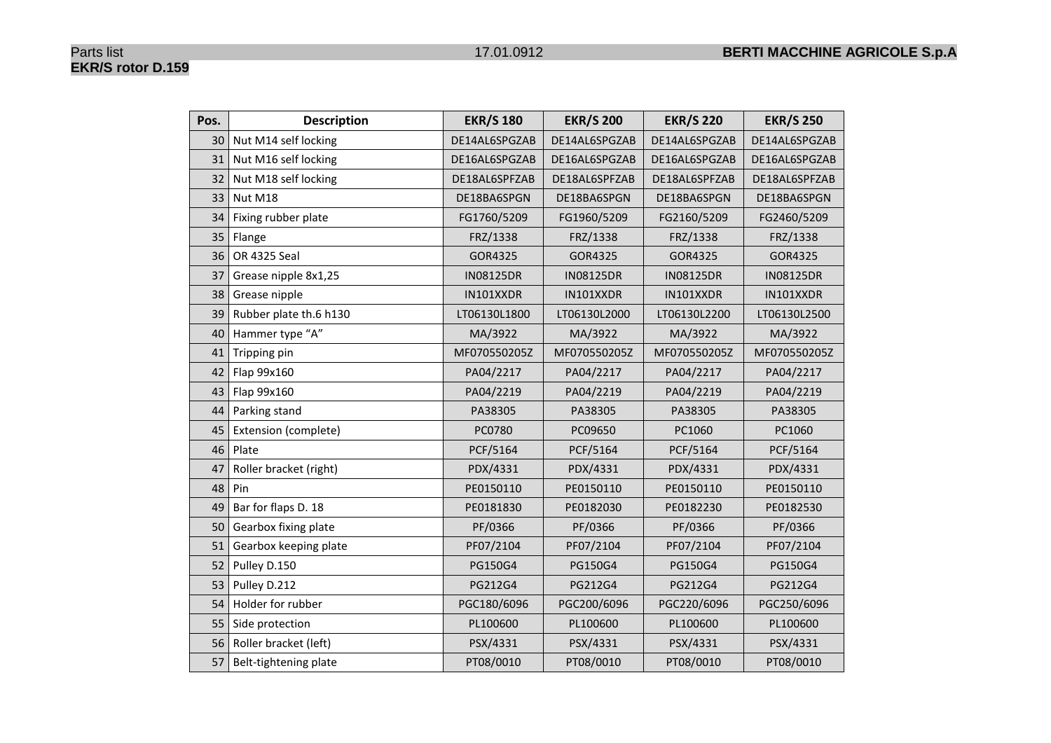**EKR/S rotor D.159**

| Pos. | Description | EKR/S 180 | EKR/S 200 | EKR/S 220 | EKR/S 250 |
|---|---|---|---|---|---|
| 30 | Nut M14 self locking | DE14AL6SPGZAB | DE14AL6SPGZAB | DE14AL6SPGZAB | DE14AL6SPGZAB |
| 31 | Nut M16 self locking | DE16AL6SPGZAB | DE16AL6SPGZAB | DE16AL6SPGZAB | DE16AL6SPGZAB |
| 32 | Nut M18 self locking | DE18AL6SPFZAB | DE18AL6SPFZAB | DE18AL6SPFZAB | DE18AL6SPFZAB |
| 33 | Nut M18 | DE18BA6SPGN | DE18BA6SPGN | DE18BA6SPGN | DE18BA6SPGN |
| 34 | Fixing rubber plate | FG1760/5209 | FG1960/5209 | FG2160/5209 | FG2460/5209 |
| 35 | Flange | FRZ/1338 | FRZ/1338 | FRZ/1338 | FRZ/1338 |
| 36 | OR 4325 Seal | GOR4325 | GOR4325 | GOR4325 | GOR4325 |
| 37 | Grease nipple 8x1,25 | IN08125DR | IN08125DR | IN08125DR | IN08125DR |
| 38 | Grease nipple | IN101XXDR | IN101XXDR | IN101XXDR | IN101XXDR |
| 39 | Rubber plate th.6 h130 | LT06130L1800 | LT06130L2000 | LT06130L2200 | LT06130L2500 |
| 40 | Hammer type "A" | MA/3922 | MA/3922 | MA/3922 | MA/3922 |
| 41 | Tripping pin | MF070550205Z | MF070550205Z | MF070550205Z | MF070550205Z |
| 42 | Flap 99x160 | PA04/2217 | PA04/2217 | PA04/2217 | PA04/2217 |
| 43 | Flap 99x160 | PA04/2219 | PA04/2219 | PA04/2219 | PA04/2219 |
| 44 | Parking stand | PA38305 | PA38305 | PA38305 | PA38305 |
| 45 | Extension (complete) | PC0780 | PC09650 | PC1060 | PC1060 |
| 46 | Plate | PCF/5164 | PCF/5164 | PCF/5164 | PCF/5164 |
| 47 | Roller bracket (right) | PDX/4331 | PDX/4331 | PDX/4331 | PDX/4331 |
| 48 | Pin | PE0150110 | PE0150110 | PE0150110 | PE0150110 |
| 49 | Bar for flaps D. 18 | PE0181830 | PE0182030 | PE0182230 | PE0182530 |
| 50 | Gearbox fixing plate | PF/0366 | PF/0366 | PF/0366 | PF/0366 |
| 51 | Gearbox keeping plate | PF07/2104 | PF07/2104 | PF07/2104 | PF07/2104 |
| 52 | Pulley D.150 | PG150G4 | PG150G4 | PG150G4 | PG150G4 |
| 53 | Pulley D.212 | PG212G4 | PG212G4 | PG212G4 | PG212G4 |
| 54 | Holder for rubber | PGC180/6096 | PGC200/6096 | PGC220/6096 | PGC250/6096 |
| 55 | Side protection | PL100600 | PL100600 | PL100600 | PL100600 |
| 56 | Roller bracket (left) | PSX/4331 | PSX/4331 | PSX/4331 | PSX/4331 |
| 57 | Belt-tightening plate | PT08/0010 | PT08/0010 | PT08/0010 | PT08/0010 |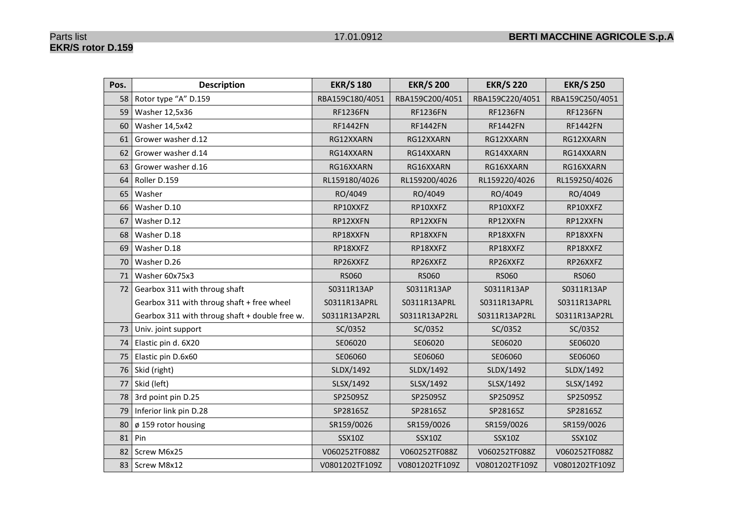Parts list 17.01.0912 **BERTI MACCHINE AGRICOLE S.p.A**

**EKR/S rotor D.159**

| Pos. | Description | EKR/S 180 | EKR/S 200 | EKR/S 220 | EKR/S 250 |
|---|---|---|---|---|---|
| 58 | Rotor type "A" D.159 | RBA159C180/4051 | RBA159C200/4051 | RBA159C220/4051 | RBA159C250/4051 |
| 59 | Washer 12,5x36 | RF1236FN | RF1236FN | RF1236FN | RF1236FN |
| 60 | Washer 14,5x42 | RF1442FN | RF1442FN | RF1442FN | RF1442FN |
| 61 | Grower washer d.12 | RG12XXARN | RG12XXARN | RG12XXARN | RG12XXARN |
| 62 | Grower washer d.14 | RG14XXARN | RG14XXARN | RG14XXARN | RG14XXARN |
| 63 | Grower washer d.16 | RG16XXARN | RG16XXARN | RG16XXARN | RG16XXARN |
| 64 | Roller D.159 | RL159180/4026 | RL159200/4026 | RL159220/4026 | RL159250/4026 |
| 65 | Washer | RO/4049 | RO/4049 | RO/4049 | RO/4049 |
| 66 | Washer D.10 | RP10XXFZ | RP10XXFZ | RP10XXFZ | RP10XXFZ |
| 67 | Washer D.12 | RP12XXFN | RP12XXFN | RP12XXFN | RP12XXFN |
| 68 | Washer D.18 | RP18XXFN | RP18XXFN | RP18XXFN | RP18XXFN |
| 69 | Washer D.18 | RP18XXFZ | RP18XXFZ | RP18XXFZ | RP18XXFZ |
| 70 | Washer D.26 | RP26XXFZ | RP26XXFZ | RP26XXFZ | RP26XXFZ |
| 71 | Washer 60x75x3 | RS060 | RS060 | RS060 | RS060 |
| 72 | Gearbox 311 with throug shaft | S0311R13AP | S0311R13AP | S0311R13AP | S0311R13AP |
| | Gearbox 311 with throug shaft + free wheel | S0311R13APRL | S0311R13APRL | S0311R13APRL | S0311R13APRL |
| | Gearbox 311 with throug shaft + double free w. | S0311R13AP2RL | S0311R13AP2RL | S0311R13AP2RL | S0311R13AP2RL |
| 73 | Univ. joint support | SC/0352 | SC/0352 | SC/0352 | SC/0352 |
| 74 | Elastic pin d. 6X20 | SE06020 | SE06020 | SE06020 | SE06020 |
| 75 | Elastic pin D.6x60 | SE06060 | SE06060 | SE06060 | SE06060 |
| 76 | Skid (right) | SLDX/1492 | SLDX/1492 | SLDX/1492 | SLDX/1492 |
| 77 | Skid (left) | SLSX/1492 | SLSX/1492 | SLSX/1492 | SLSX/1492 |
| 78 | 3rd point pin D.25 | SP25095Z | SP25095Z | SP25095Z | SP25095Z |
| 79 | Inferior link pin D.28 | SP28165Z | SP28165Z | SP28165Z | SP28165Z |
| 80 | ø 159 rotor housing | SR159/0026 | SR159/0026 | SR159/0026 | SR159/0026 |
| 81 | Pin | SSX10Z | SSX10Z | SSX10Z | SSX10Z |
| 82 | Screw M6x25 | V060252TF088Z | V060252TF088Z | V060252TF088Z | V060252TF088Z |
| 83 | Screw M8x12 | V0801202TF109Z | V0801202TF109Z | V0801202TF109Z | V0801202TF109Z |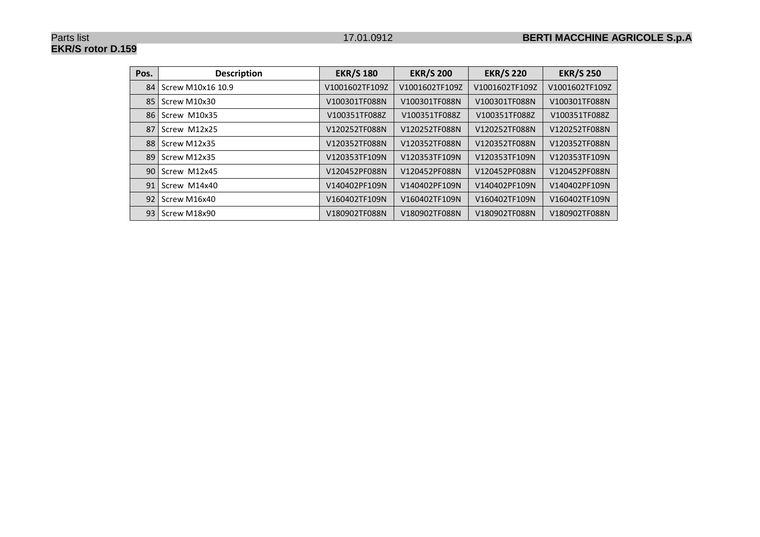| Pos. | Description | EKR/S 180 | EKR/S 200 | EKR/S 220 | EKR/S 250 |
|---|---|---|---|---|---|
| 84 | Screw M10x16 10.9 | V1001602TF109Z | V1001602TF109Z | V1001602TF109Z | V1001602TF109Z |
| 85 | Screw M10x30 | V100301TF088N | V100301TF088N | V100301TF088N | V100301TF088N |
| 86 | Screw M10x35 | V100351TF088Z | V100351TF088Z | V100351TF088Z | V100351TF088Z |
| 87 | Screw M12x25 | V120252TF088N | V120252TF088N | V120252TF088N | V120252TF088N |
| 88 | Screw M12x35 | V120352TF088N | V120352TF088N | V120352TF088N | V120352TF088N |
| 89 | Screw M12x35 | V120353TF109N | V120353TF109N | V120353TF109N | V120353TF109N |
| 90 | Screw M12x45 | V120452PF088N | V120452PF088N | V120452PF088N | V120452PF088N |
| 91 | Screw M14x40 | V140402PF109N | V140402PF109N | V140402PF109N | V140402PF109N |
| 92 | Screw M16x40 | V160402TF109N | V160402TF109N | V160402TF109N | V160402TF109N |
| 93 | Screw M18x90 | V180902TF088N | V180902TF088N | V180902TF088N | V180902TF088N |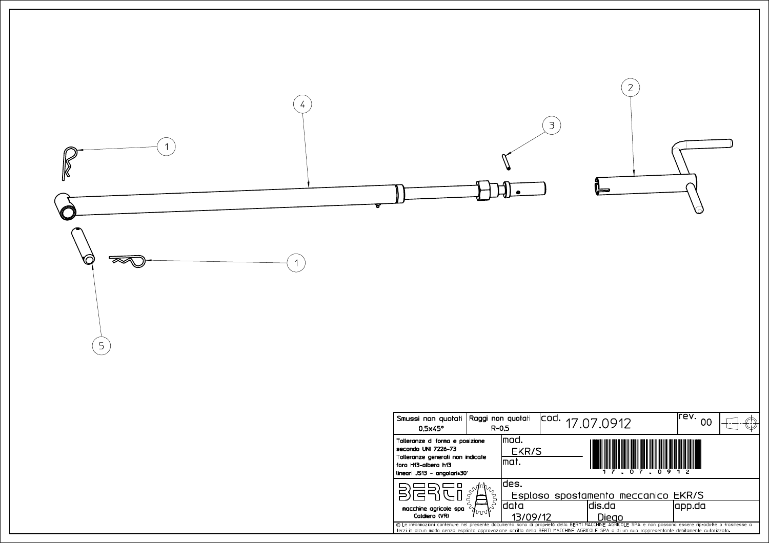1

4

3

2

1

5

| Smussi non quotati 0,5x45° | Raggi non quotati R=0,5 | cod. 17.07.0912 | | rev. 00 |
|---|---|---|---|---|
| Tolleranze di forma e posizione secondo UNI 7226-73 Tolleranze generali non indicate foro H13-albero h13 lineari JS13 - angolari±30' | | mod. EKR/S | 17.07.0912 | |
| | | mat. | | |
| BERTI macchine agricole spa Caldiero (VR) | | des. Esploso spostamento meccanico EKR/S | | |
| | | data 13/09/12 | dis.da Diego | app.da |

© Le informazioni contenute nel presente documento sono di proprietà della BERTI MACCHINE AGRICOLE SPA e non possono essere riprodotte o trasmesse a terzi in alcun modo senza esplicita approvazione scritta della BERTI MACCHINE AGRICOLE SPA o di un suo rappresentante debitamente autorizzato.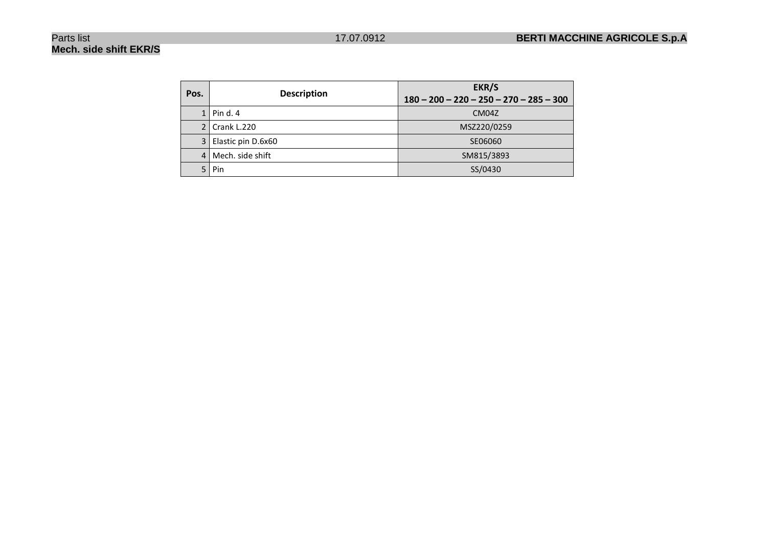## Mech. side shift EKR/S

| Pos. | Description | EKR/S<br>180 – 200 – 220 – 250 – 270 – 285 – 300 |
|---|---|---|
| 1 | Pin d. 4 | CM04Z |
| 2 | Crank L.220 | MSZ220/0259 |
| 3 | Elastic pin D.6x60 | SE06060 |
| 4 | Mech. side shift | SM815/3893 |
| 5 | Pin | SS/0430 |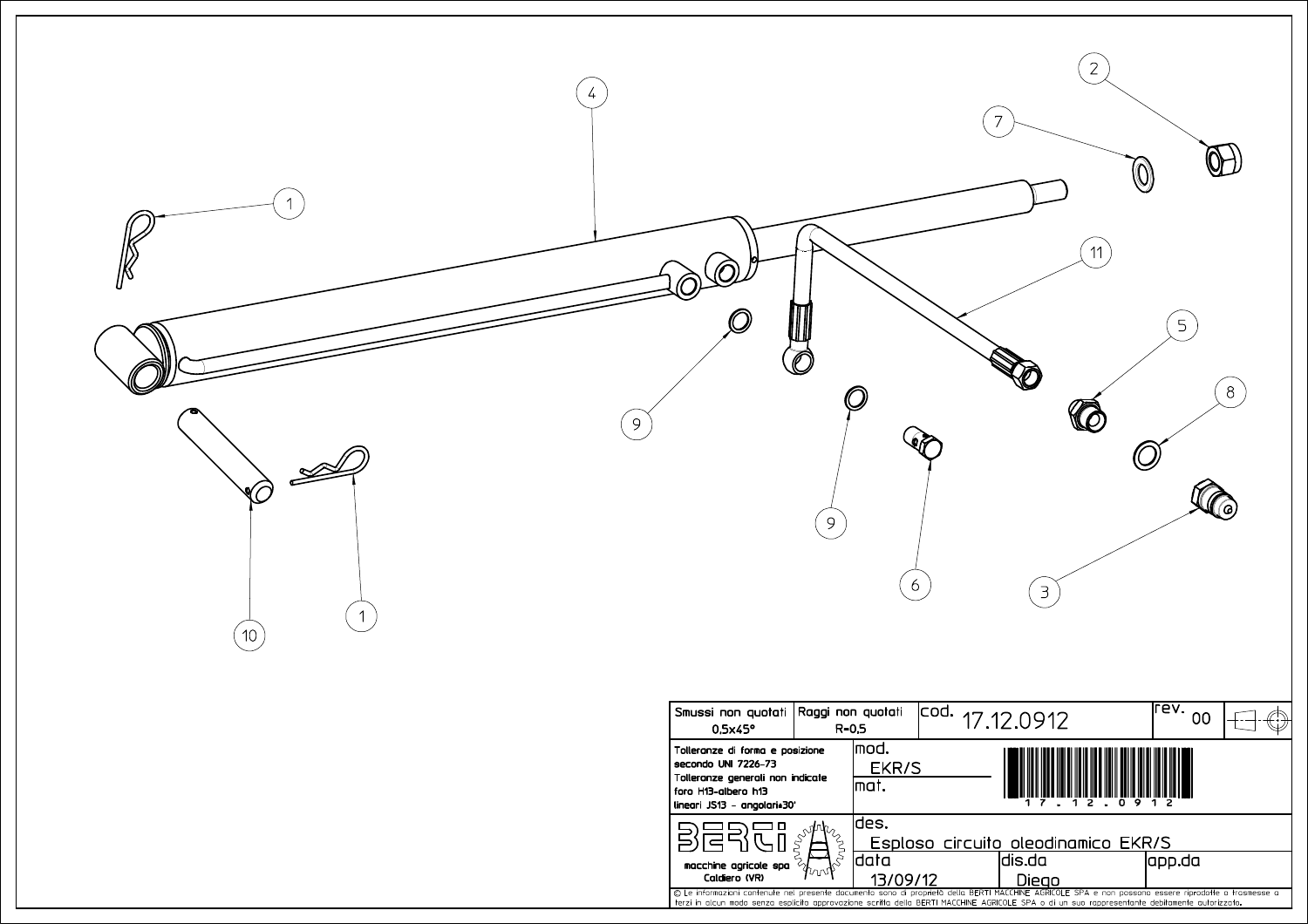| Smussi non quotati 0,5x45° | Raggi non quotati R=0,5 | cod. 17.12.0912 | rev. 00 |
|---|---|---|---|
| Tolleranze di forma e posizione secondo UNI 7226-73<br>Tolleranze generali non indicate foro H13-albero h13<br>lineari JS13 - angolari±30' | mod. EKR/S<br>mat. | 17 . 12 . 0912 | |
| BERTI macchine agricole spa Caldiero (VR) | des. Esploso circuito oleodinamico EKR/S | | |
| | data 13/09/12 | dis.da Diego | app.da |

© Le informazioni contenute nel presente documento sono di proprietà della BERTI MACCHINE AGRICOLE SPA e non possono essere riprodotte o trasmesse a terzi in alcun modo senza esplicita approvazione scritta della BERTI MACCHINE AGRICOLE SPA o di un suo rappresentante debitamente autorizzato.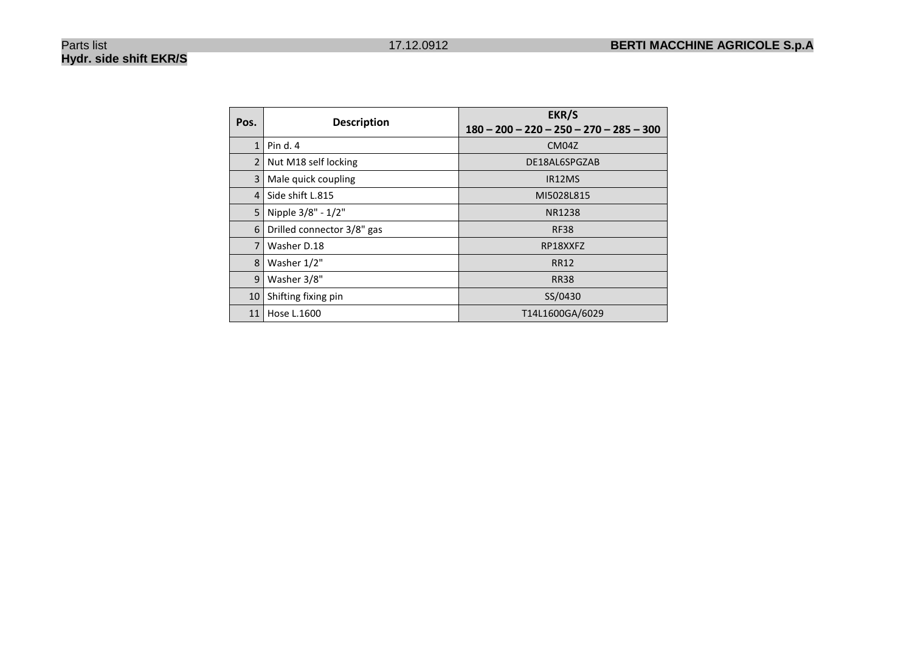**Hydr. side shift EKR/S**

| Pos. | Description | EKR/S 180 – 200 – 220 – 250 – 270 – 285 – 300 |
|---|---|---|
| 1 | Pin d. 4 | CM04Z |
| 2 | Nut M18 self locking | DE18AL6SPGZAB |
| 3 | Male quick coupling | IR12MS |
| 4 | Side shift L.815 | MI5028L815 |
| 5 | Nipple 3/8" - 1/2" | NR1238 |
| 6 | Drilled connector 3/8" gas | RF38 |
| 7 | Washer D.18 | RP18XXFZ |
| 8 | Washer 1/2" | RR12 |
| 9 | Washer 3/8" | RR38 |
| 10 | Shifting fixing pin | SS/0430 |
| 11 | Hose L.1600 | T14L1600GA/6029 |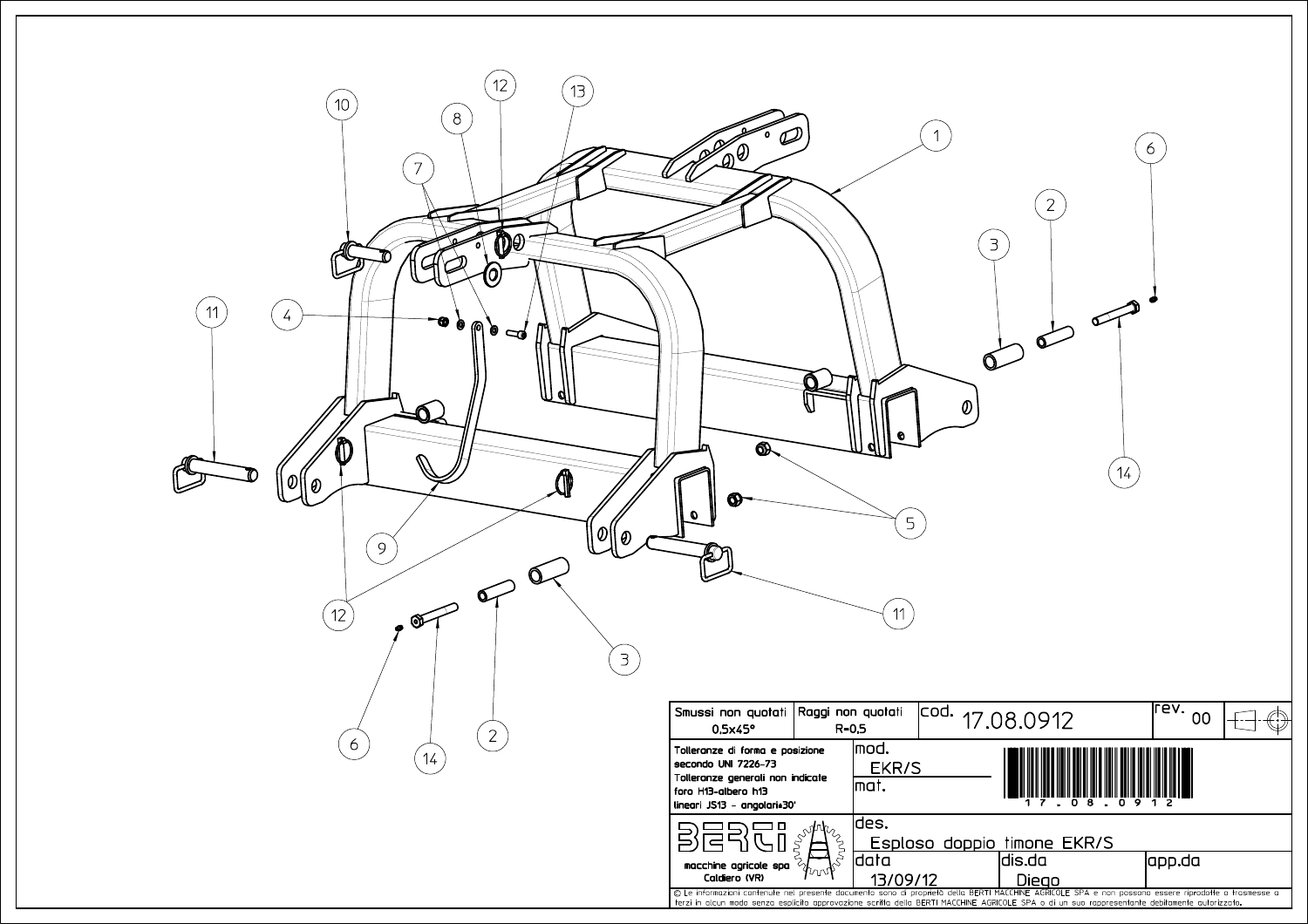| Smussi non quotati 0,5x45° | Raggi non quotati R=0,5 | cod. 17.08.0912 | rev. 00 |
|---|---|---|---|
| Tolleranze di forma e posizione secondo UNI 7226-73 Tolleranze generali non indicate foro H13-albero h13 lineari JS13 - angolari±30' | mod. EKR/S mat. | 17 . 08 . 0912 | |
| BERTI macchine agricole spa Caldiero (VR) | des. Esploso doppio timone EKR/S | | |
| | data 13/09/12 | dis.da Diego | app.da |

© Le informazioni contenute nel presente documento sono di proprietà della BERTI MACCHINE AGRICOLE SPA e non possono essere riprodotte o trasmesse a terzi in alcun modo senza esplicita approvazione scritta della BERTI MACCHINE AGRICOLE SPA o di un suo rappresentante debitamente autorizzato.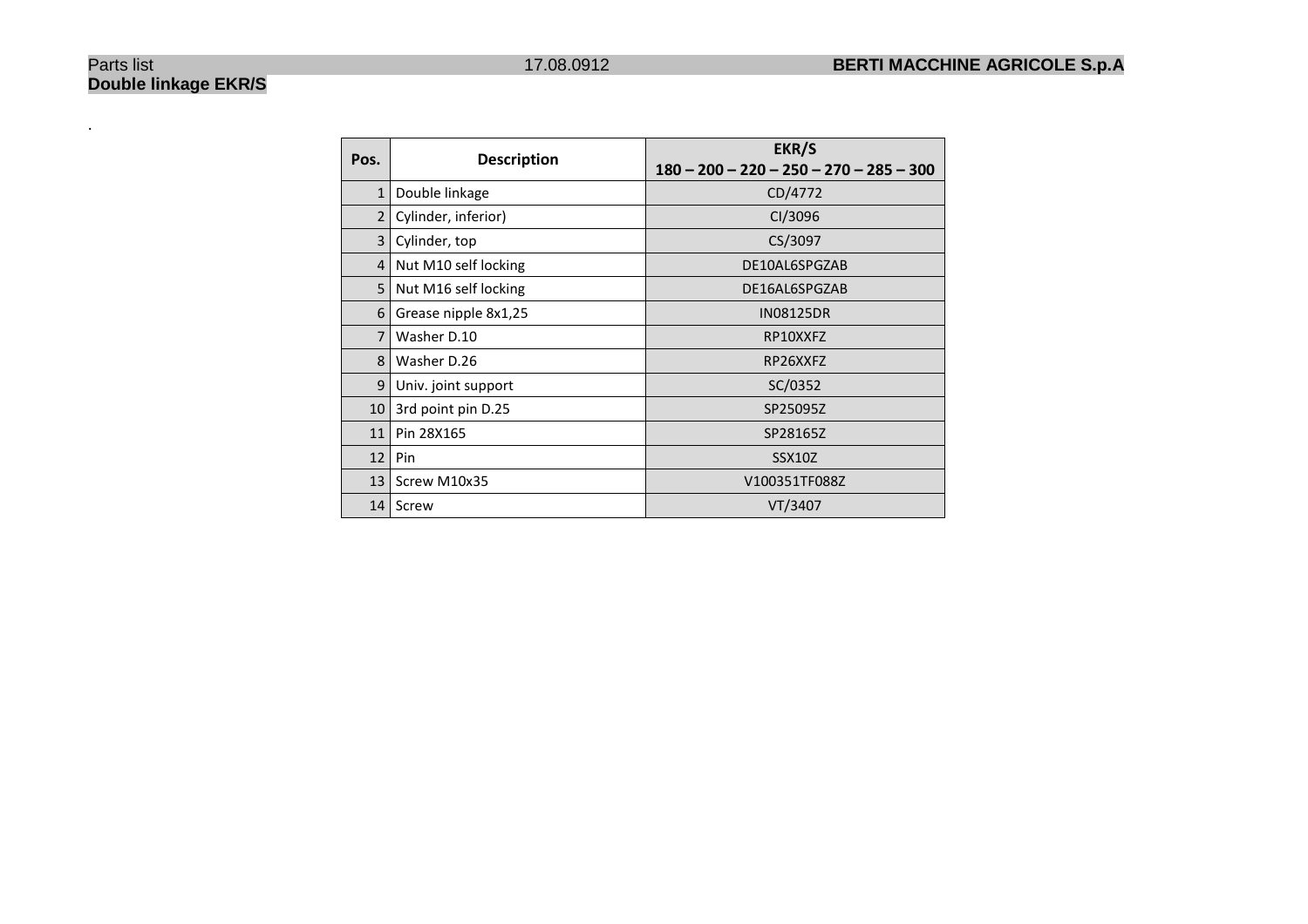Parts list 17.08.0912 BERTI MACCHINE AGRICOLE S.p.A

## Double linkage EKR/S

.

| Pos. | Description | EKR/S 180 – 200 – 220 – 250 – 270 – 285 – 300 |
|---|---|---|
| 1 | Double linkage | CD/4772 |
| 2 | Cylinder, inferior) | CI/3096 |
| 3 | Cylinder, top | CS/3097 |
| 4 | Nut M10 self locking | DE10AL6SPGZAB |
| 5 | Nut M16 self locking | DE16AL6SPGZAB |
| 6 | Grease nipple 8x1,25 | IN08125DR |
| 7 | Washer D.10 | RP10XXFZ |
| 8 | Washer D.26 | RP26XXFZ |
| 9 | Univ. joint support | SC/0352 |
| 10 | 3rd point pin D.25 | SP25095Z |
| 11 | Pin 28X165 | SP28165Z |
| 12 | Pin | SSX10Z |
| 13 | Screw M10x35 | V100351TF088Z |
| 14 | Screw | VT/3407 |